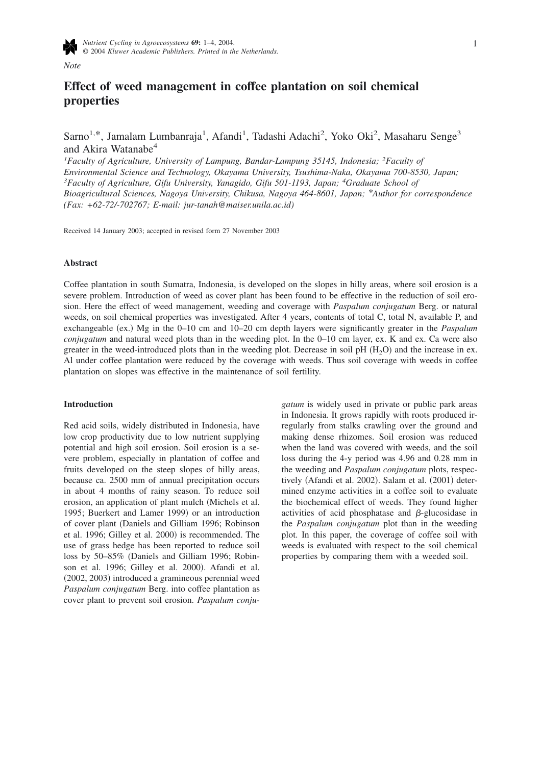*Note*

# Effect of weed management in coffee plantation on soil chemical properties

Sarno[1,*], Jamalam Lumbanraja[1], Afandi[1], Tadashi Adachi[2], Yoko Oki[2], Masaharu Senge[3] and Akira Watanabe[4]

[1]*Faculty of Agriculture, University of Lampung, Bandar-Lampung 35145, Indonesia;* [2]*Faculty of Environmental Science and Technology, Okayama University, Tsushima-Naka, Okayama 700-8530, Japan;* [3]*Faculty of Agriculture, Gifu University, Yanagido, Gifu 501-1193, Japan;* [4]*Graduate School of Bioagricultural Sciences, Nagoya University, Chikusa, Nagoya 464-8601, Japan;* [*]*Author for correspondence (Fax: +62-72/-702767; E-mail: jur-tanah@maiser.unila.ac.id)*

Received 14 January 2003; accepted in revised form 27 November 2003

## Abstract

Coffee plantation in south Sumatra, Indonesia, is developed on the slopes in hilly areas, where soil erosion is a severe problem. Introduction of weed as cover plant has been found to be effective in the reduction of soil erosion. Here the effect of weed management, weeding and coverage with *Paspalum conjugatum* Berg. or natural weeds, on soil chemical properties was investigated. After 4 years, contents of total C, total N, available P, and exchangeable (ex.) Mg in the 0–10 cm and 10–20 cm depth layers were significantly greater in the *Paspalum conjugatum* and natural weed plots than in the weeding plot. In the 0–10 cm layer, ex. K and ex. Ca were also greater in the weed-introduced plots than in the weeding plot. Decrease in soil pH ($H_2O$) and the increase in ex. Al under coffee plantation were reduced by the coverage with weeds. Thus soil coverage with weeds in coffee plantation on slopes was effective in the maintenance of soil fertility.

## Introduction

Red acid soils, widely distributed in Indonesia, have low crop productivity due to low nutrient supplying potential and high soil erosion. Soil erosion is a severe problem, especially in plantation of coffee and fruits developed on the steep slopes of hilly areas, because ca. 2500 mm of annual precipitation occurs in about 4 months of rainy season. To reduce soil erosion, an application of plant mulch (Michels et al. 1995; Buerkert and Lamer 1999) or an introduction of cover plant (Daniels and Gilliam 1996; Robinson et al. 1996; Gilley et al. 2000) is recommended. The use of grass hedge has been reported to reduce soil loss by 50–85% (Daniels and Gilliam 1996; Robinson et al. 1996; Gilley et al. 2000). Afandi et al. (2002, 2003) introduced a gramineous perennial weed *Paspalum conjugatum* Berg. into coffee plantation as cover plant to prevent soil erosion. *Paspalum conjugatum* is widely used in private or public park areas in Indonesia. It grows rapidly with roots produced irregularly from stalks crawling over the ground and making dense rhizomes. Soil erosion was reduced when the land was covered with weeds, and the soil loss during the 4-y period was 4.96 and 0.28 mm in the weeding and *Paspalum conjugatum* plots, respectively (Afandi et al. 2002). Salam et al. (2001) determined enzyme activities in a coffee soil to evaluate the biochemical effect of weeds. They found higher activities of acid phosphatase and $\beta$-glucosidase in the *Paspalum conjugatum* plot than in the weeding plot. In this paper, the coverage of coffee soil with weeds is evaluated with respect to the soil chemical properties by comparing them with a weeded soil.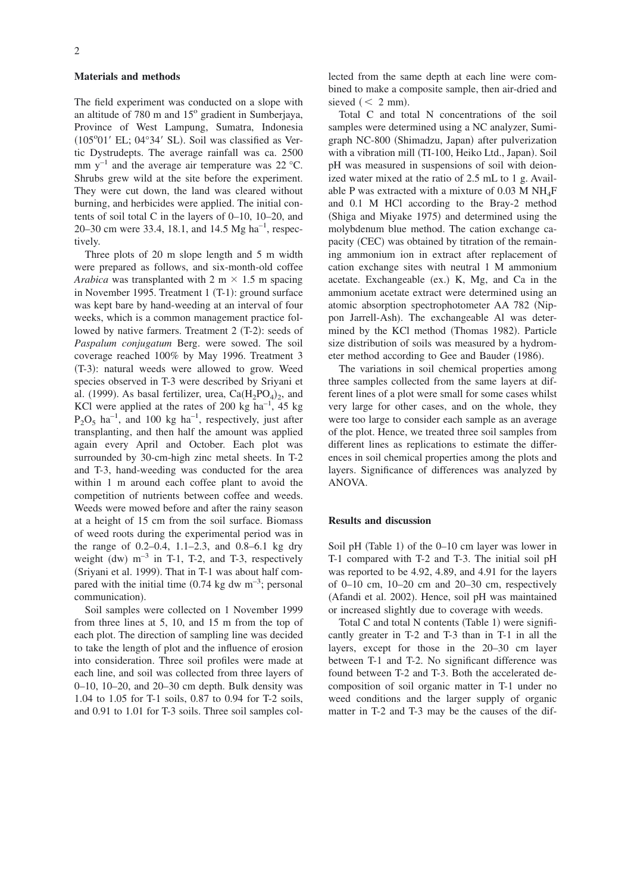## Materials and methods

The field experiment was conducted on a slope with an altitude of 780 m and 15$^{o}$ gradient in Sumberjaya, Province of West Lampung, Sumatra, Indonesia (105$^{o}$01′ EL; 04°34′ SL). Soil was classified as Vertic Dystrudepts. The average rainfall was ca. 2500 mm $y^{-1}$ and the average air temperature was 22 °C. Shrubs grew wild at the site before the experiment. They were cut down, the land was cleared without burning, and herbicides were applied. The initial contents of soil total C in the layers of 0–10, 10–20, and 20–30 cm were 33.4, 18.1, and 14.5 Mg $ha^{-1}$, respectively.

Three plots of 20 m slope length and 5 m width were prepared as follows, and six-month-old coffee *Arabica* was transplanted with 2 m × 1.5 m spacing in November 1995. Treatment 1 (T-1): ground surface was kept bare by hand-weeding at an interval of four weeks, which is a common management practice followed by native farmers. Treatment 2 (T-2): seeds of *Paspalum conjugatum* Berg. were sowed. The soil coverage reached 100% by May 1996. Treatment 3 (T-3): natural weeds were allowed to grow. Weed species observed in T-3 were described by Sriyani et al. (1999). As basal fertilizer, urea, $Ca(H_2PO_4)_2$, and KCl were applied at the rates of 200 kg $ha^{-1}$, 45 kg $P_2O_5$ $ha^{-1}$, and 100 kg $ha^{-1}$, respectively, just after transplanting, and then half the amount was applied again every April and October. Each plot was surrounded by 30-cm-high zinc metal sheets. In T-2 and T-3, hand-weeding was conducted for the area within 1 m around each coffee plant to avoid the competition of nutrients between coffee and weeds. Weeds were mowed before and after the rainy season at a height of 15 cm from the soil surface. Biomass of weed roots during the experimental period was in the range of 0.2–0.4, 1.1–2.3, and 0.8–6.1 kg dry weight (dw) $m^{-3}$ in T-1, T-2, and T-3, respectively (Sriyani et al. 1999). That in T-1 was about half compared with the initial time (0.74 kg dw $m^{-3}$; personal communication).

Soil samples were collected on 1 November 1999 from three lines at 5, 10, and 15 m from the top of each plot. The direction of sampling line was decided to take the length of plot and the influence of erosion into consideration. Three soil profiles were made at each line, and soil was collected from three layers of 0–10, 10–20, and 20–30 cm depth. Bulk density was 1.04 to 1.05 for T-1 soils, 0.87 to 0.94 for T-2 soils, and 0.91 to 1.01 for T-3 soils. Three soil samples collected from the same depth at each line were combined to make a composite sample, then air-dried and sieved (< 2 mm).

Total C and total N concentrations of the soil samples were determined using a NC analyzer, Sumigraph NC-800 (Shimadzu, Japan) after pulverization with a vibration mill (TI-100, Heiko Ltd., Japan). Soil pH was measured in suspensions of soil with deionized water mixed at the ratio of 2.5 mL to 1 g. Available P was extracted with a mixture of 0.03 M $NH_4F$ and 0.1 M HCl according to the Bray-2 method (Shiga and Miyake 1975) and determined using the molybdenum blue method. The cation exchange capacity (CEC) was obtained by titration of the remaining ammonium ion in extract after replacement of cation exchange sites with neutral 1 M ammonium acetate. Exchangeable (ex.) K, Mg, and Ca in the ammonium acetate extract were determined using an atomic absorption spectrophotometer AA 782 (Nippon Jarrell-Ash). The exchangeable Al was determined by the KCl method (Thomas 1982). Particle size distribution of soils was measured by a hydrometer method according to Gee and Bauder (1986).

The variations in soil chemical properties among three samples collected from the same layers at different lines of a plot were small for some cases whilst very large for other cases, and on the whole, they were too large to consider each sample as an average of the plot. Hence, we treated three soil samples from different lines as replications to estimate the differences in soil chemical properties among the plots and layers. Significance of differences was analyzed by ANOVA.

## Results and discussion

Soil pH (Table 1) of the 0–10 cm layer was lower in T-1 compared with T-2 and T-3. The initial soil pH was reported to be 4.92, 4.89, and 4.91 for the layers of 0–10 cm, 10–20 cm and 20–30 cm, respectively (Afandi et al. 2002). Hence, soil pH was maintained or increased slightly due to coverage with weeds.

Total C and total N contents (Table 1) were significantly greater in T-2 and T-3 than in T-1 in all the layers, except for those in the 20–30 cm layer between T-1 and T-2. No significant difference was found between T-2 and T-3. Both the accelerated decomposition of soil organic matter in T-1 under no weed conditions and the larger supply of organic matter in T-2 and T-3 may be the causes of the dif-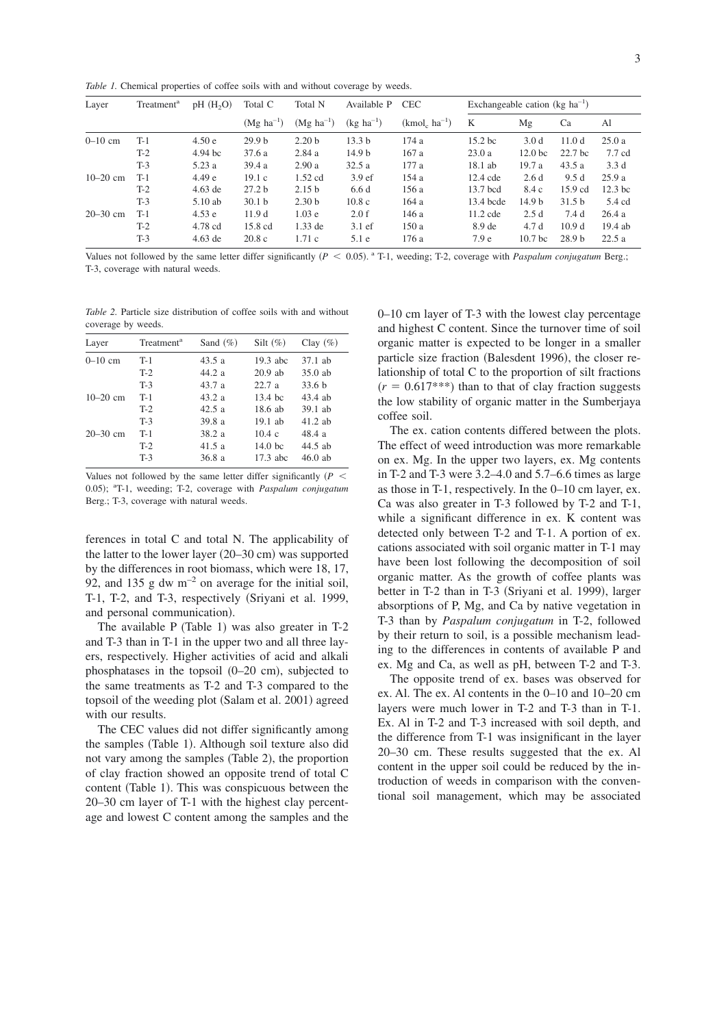*Table 1.* Chemical properties of coffee soils with and without coverage by weeds.

| Layer | Treatment[a] | pH ($H_2O$) | Total C | Total N | Available P | CEC | Exchangeable cation (kg $ha^{-1}$) | | | |
|---|---|---|---|---|---|---|---|---|---|---|
| | | | (Mg $ha^{-1}$) | (Mg $ha^{-1}$) | (kg $ha^{-1}$) | ($kmol_c$ $ha^{-1}$) | K | Mg | Ca | Al |
| 0–10 cm | T-1 | 4.50 e | 29.9 b | 2.20 b | 13.3 b | 174 a | 15.2 bc | 3.0 d | 11.0 d | 25.0 a |
| | T-2 | 4.94 bc | 37.6 a | 2.84 a | 14.9 b | 167 a | 23.0 a | 12.0 bc | 22.7 bc | 7.7 cd |
| | T-3 | 5.23 a | 39.4 a | 2.90 a | 32.5 a | 177 a | 18.1 ab | 19.7 a | 43.5 a | 3.3 d |
| 10–20 cm | T-1 | 4.49 e | 19.1 c | 1.52 cd | 3.9 ef | 154 a | 12.4 cde | 2.6 d | 9.5 d | 25.9 a |
| | T-2 | 4.63 de | 27.2 b | 2.15 b | 6.6 d | 156 a | 13.7 bcd | 8.4 c | 15.9 cd | 12.3 bc |
| | T-3 | 5.10 ab | 30.1 b | 2.30 b | 10.8 c | 164 a | 13.4 bcde | 14.9 b | 31.5 b | 5.4 cd |
| 20–30 cm | T-1 | 4.53 e | 11.9 d | 1.03 e | 2.0 f | 146 a | 11.2 cde | 2.5 d | 7.4 d | 26.4 a |
| | T-2 | 4.78 cd | 15.8 cd | 1.33 de | 3.1 ef | 150 a | 8.9 de | 4.7 d | 10.9 d | 19.4 ab |
| | T-3 | 4.63 de | 20.8 c | 1.71 c | 5.1 e | 176 a | 7.9 e | 10.7 bc | 28.9 b | 22.5 a |

Values not followed by the same letter differ significantly ($P < 0.05$). [a] T-1, weeding; T-2, coverage with *Paspalum conjugatum* Berg.; T-3, coverage with natural weeds.

*Table 2.* Particle size distribution of coffee soils with and without coverage by weeds.

| Layer | Treatment[a] | Sand (%) | Silt (%) | Clay (%) |
|---|---|---|---|---|
| 0–10 cm | T-1 | 43.5 a | 19.3 abc | 37.1 ab |
| | T-2 | 44.2 a | 20.9 ab | 35.0 ab |
| | T-3 | 43.7 a | 22.7 a | 33.6 b |
| 10–20 cm | T-1 | 43.2 a | 13.4 bc | 43.4 ab |
| | T-2 | 42.5 a | 18.6 ab | 39.1 ab |
| | T-3 | 39.8 a | 19.1 ab | 41.2 ab |
| 20–30 cm | T-1 | 38.2 a | 10.4 c | 48.4 a |
| | T-2 | 41.5 a | 14.0 bc | 44.5 ab |
| | T-3 | 36.8 a | 17.3 abc | 46.0 ab |

Values not followed by the same letter differ significantly ($P < 0.05$); [a]T-1, weeding; T-2, coverage with *Paspalum conjugatum* Berg.; T-3, coverage with natural weeds.

ferences in total C and total N. The applicability of the latter to the lower layer (20–30 cm) was supported by the differences in root biomass, which were 18, 17, 92, and 135 g dw $m^{-2}$ on average for the initial soil, T-1, T-2, and T-3, respectively (Sriyani et al. 1999, and personal communication).

The available P (Table 1) was also greater in T-2 and T-3 than in T-1 in the upper two and all three layers, respectively. Higher activities of acid and alkali phosphatases in the topsoil (0–20 cm), subjected to the same treatments as T-2 and T-3 compared to the topsoil of the weeding plot (Salam et al. 2001) agreed with our results.

The CEC values did not differ significantly among the samples (Table 1). Although soil texture also did not vary among the samples (Table 2), the proportion of clay fraction showed an opposite trend of total C content (Table 1). This was conspicuous between the 20–30 cm layer of T-1 with the highest clay percentage and lowest C content among the samples and the 0–10 cm layer of T-3 with the lowest clay percentage and highest C content. Since the turnover time of soil organic matter is expected to be longer in a smaller particle size fraction (Balesdent 1996), the closer relationship of total C to the proportion of silt fractions ($r = 0.617$***) than to that of clay fraction suggests the low stability of organic matter in the Sumberjaya coffee soil.

The ex. cation contents differed between the plots. The effect of weed introduction was more remarkable on ex. Mg. In the upper two layers, ex. Mg contents in T-2 and T-3 were 3.2–4.0 and 5.7–6.6 times as large as those in T-1, respectively. In the 0–10 cm layer, ex. Ca was also greater in T-3 followed by T-2 and T-1, while a significant difference in ex. K content was detected only between T-2 and T-1. A portion of ex. cations associated with soil organic matter in T-1 may have been lost following the decomposition of soil organic matter. As the growth of coffee plants was better in T-2 than in T-3 (Sriyani et al. 1999), larger absorptions of P, Mg, and Ca by native vegetation in T-3 than by *Paspalum conjugatum* in T-2, followed by their return to soil, is a possible mechanism leading to the differences in contents of available P and ex. Mg and Ca, as well as pH, between T-2 and T-3.

The opposite trend of ex. bases was observed for ex. Al. The ex. Al contents in the 0–10 and 10–20 cm layers were much lower in T-2 and T-3 than in T-1. Ex. Al in T-2 and T-3 increased with soil depth, and the difference from T-1 was insignificant in the layer 20–30 cm. These results suggested that the ex. Al content in the upper soil could be reduced by the introduction of weeds in comparison with the conventional soil management, which may be associated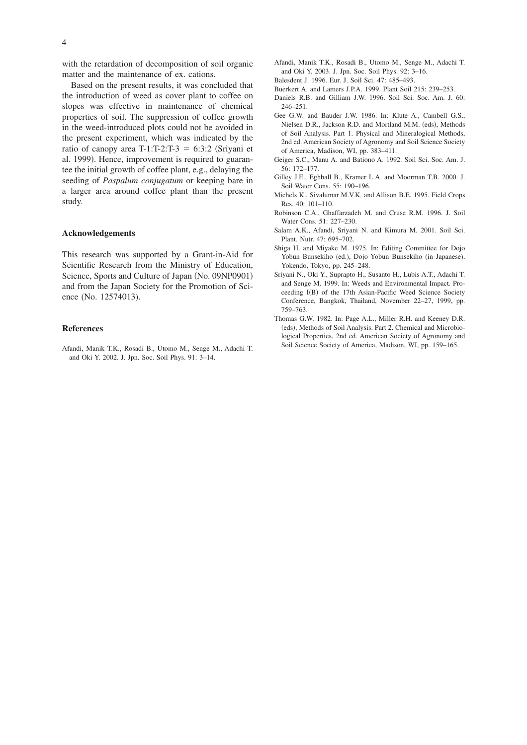with the retardation of decomposition of soil organic matter and the maintenance of ex. cations.

Based on the present results, it was concluded that the introduction of weed as cover plant to coffee on slopes was effective in maintenance of chemical properties of soil. The suppression of coffee growth in the weed-introduced plots could not be avoided in the present experiment, which was indicated by the ratio of canopy area T-1:T-2:T-3 = 6:3:2 (Sriyani et al. 1999). Hence, improvement is required to guarantee the initial growth of coffee plant, e.g., delaying the seeding of *Paspalum conjugatum* or keeping bare in a larger area around coffee plant than the present study.

## Acknowledgements

This research was supported by a Grant-in-Aid for Scientific Research from the Ministry of Education, Science, Sports and Culture of Japan (No. 09NP0901) and from the Japan Society for the Promotion of Science (No. 12574013).

## References

Afandi, Manik T.K., Rosadi B., Utomo M., Senge M., Adachi T. and Oki Y. 2002. J. Jpn. Soc. Soil Phys. 91: 3–14.

Afandi, Manik T.K., Rosadi B., Utomo M., Senge M., Adachi T. and Oki Y. 2003. J. Jpn. Soc. Soil Phys. 92: 3–16.

Balesdent J. 1996. Eur. J. Soil Sci. 47: 485–493.

Buerkert A. and Lamers J.P.A. 1999. Plant Soil 215: 239–253.

Daniels R.B. and Gilliam J.W. 1996. Soil Sci. Soc. Am. J. 60: 246–251.

Gee G.W. and Bauder J.W. 1986. In: Klute A., Cambell G.S., Nielsen D.R., Jackson R.D. and Mortland M.M. (eds), Methods of Soil Analysis. Part 1. Physical and Mineralogical Methods, 2nd ed. American Society of Agronomy and Soil Science Society of America, Madison, WI, pp. 383–411.

Geiger S.C., Manu A. and Bationo A. 1992. Soil Sci. Soc. Am. J. 56: 172–177.

Gilley J.E., Eghball B., Kramer L.A. and Moorman T.B. 2000. J. Soil Water Cons. 55: 190–196.

Michels K., Sivalumar M.V.K. and Allison B.E. 1995. Field Crops Res. 40: 101–110.

Robinson C.A., Ghaffarzadeh M. and Cruse R.M. 1996. J. Soil Water Cons. 51: 227–230.

Salam A.K., Afandi, Sriyani N. and Kimura M. 2001. Soil Sci. Plant. Nutr. 47: 695–702.

Shiga H. and Miyake M. 1975. In: Editing Committee for Dojo Yobun Bunsekiho (ed.), Dojo Yobun Bunsekiho (in Japanese). Yokendo, Tokyo, pp. 245–248.

Sriyani N., Oki Y., Suprapto H., Susanto H., Lubis A.T., Adachi T. and Senge M. 1999. In: Weeds and Environmental Impact. Proceeding I(B) of the 17th Asian-Pacific Weed Science Society Conference, Bangkok, Thailand, November 22–27, 1999, pp. 759–763.

Thomas G.W. 1982. In: Page A.L., Miller R.H. and Keeney D.R. (eds), Methods of Soil Analysis. Part 2. Chemical and Microbiological Properties, 2nd ed. American Society of Agronomy and Soil Science Society of America, Madison, WI, pp. 159–165.